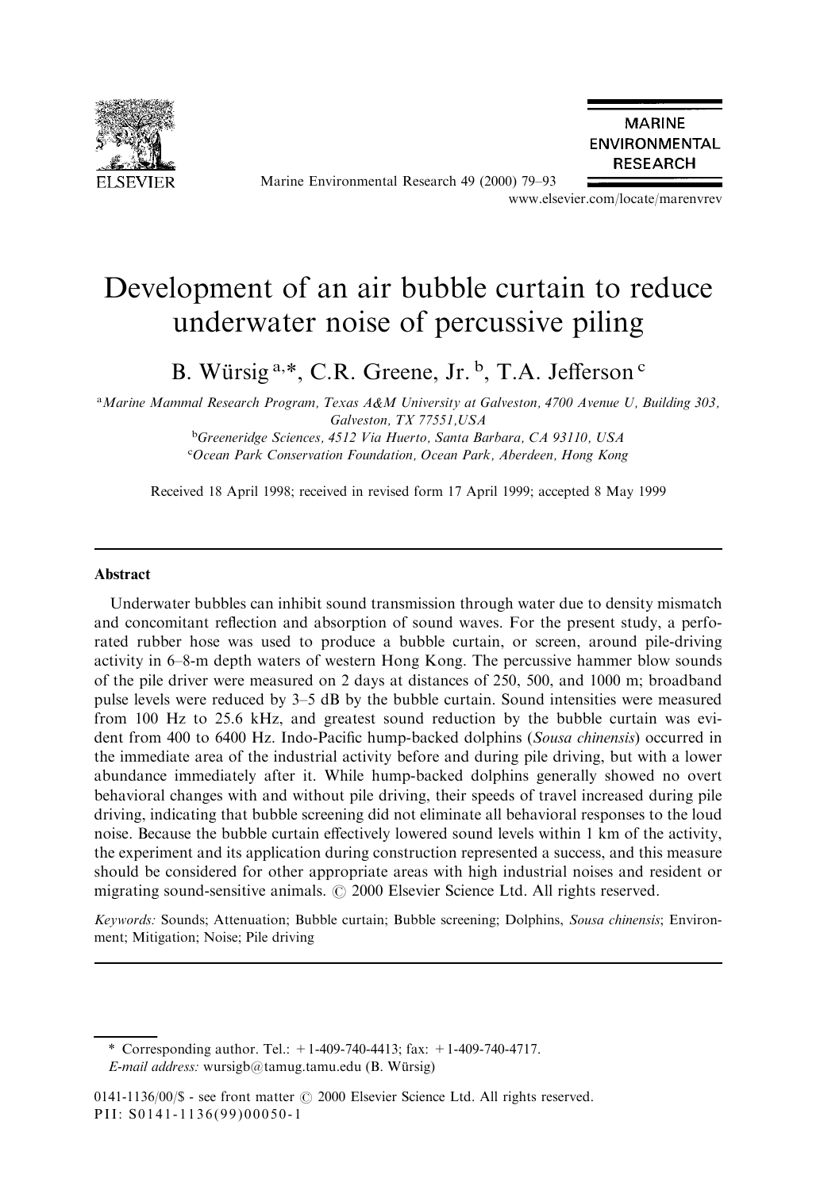# Development of an air bubble curtain to reduce underwater noise of percussive piling

B. Würsig [a,*], C.R. Greene, Jr. [b], T.A. Jefferson [c]

[a] Marine Mammal Research Program, Texas A&M University at Galveston, 4700 Avenue U, Building 303, Galveston, TX 77551, USA

[b] Greeneridge Sciences, 4512 Via Huerto, Santa Barbara, CA 93110, USA

[c] Ocean Park Conservation Foundation, Ocean Park, Aberdeen, Hong Kong

Received 18 April 1998; received in revised form 17 April 1999; accepted 8 May 1999

## Abstract

Underwater bubbles can inhibit sound transmission through water due to density mismatch and concomitant reflection and absorption of sound waves. For the present study, a perforated rubber hose was used to produce a bubble curtain, or screen, around pile-driving activity in 6–8-m depth waters of western Hong Kong. The percussive hammer blow sounds of the pile driver were measured on 2 days at distances of 250, 500, and 1000 m; broadband pulse levels were reduced by 3–5 dB by the bubble curtain. Sound intensities were measured from 100 Hz to 25.6 kHz, and greatest sound reduction by the bubble curtain was evident from 400 to 6400 Hz. Indo-Pacific hump-backed dolphins (*Sousa chinensis*) occurred in the immediate area of the industrial activity before and during pile driving, but with a lower abundance immediately after it. While hump-backed dolphins generally showed no overt behavioral changes with and without pile driving, their speeds of travel increased during pile driving, indicating that bubble screening did not eliminate all behavioral responses to the loud noise. Because the bubble curtain effectively lowered sound levels within 1 km of the activity, the experiment and its application during construction represented a success, and this measure should be considered for other appropriate areas with high industrial noises and resident or migrating sound-sensitive animals. © 2000 Elsevier Science Ltd. All rights reserved.

*Keywords:* Sounds; Attenuation; Bubble curtain; Bubble screening; Dolphins, *Sousa chinensis*; Environment; Mitigation; Noise; Pile driving

---

\* Corresponding author. Tel.: +1-409-740-4413; fax: +1-409-740-4717.
*E-mail address:* wursigb@tamug.tamu.edu (B. Würsig)

0141-1136/00/$ - see front matter © 2000 Elsevier Science Ltd. All rights reserved.
PII: S0141-1136(99)00050-1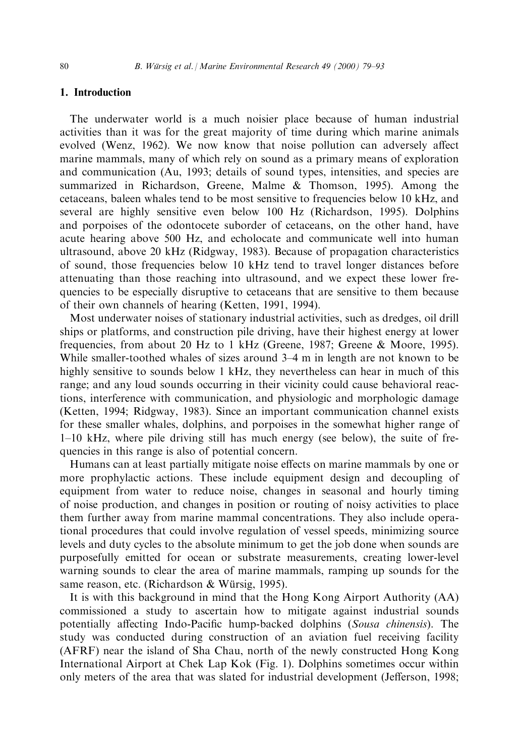## 1. Introduction

The underwater world is a much noisier place because of human industrial activities than it was for the great majority of time during which marine animals evolved (Wenz, 1962). We now know that noise pollution can adversely affect marine mammals, many of which rely on sound as a primary means of exploration and communication (Au, 1993; details of sound types, intensities, and species are summarized in Richardson, Greene, Malme & Thomson, 1995). Among the cetaceans, baleen whales tend to be most sensitive to frequencies below 10 kHz, and several are highly sensitive even below 100 Hz (Richardson, 1995). Dolphins and porpoises of the odontocete suborder of cetaceans, on the other hand, have acute hearing above 500 Hz, and echolocate and communicate well into human ultrasound, above 20 kHz (Ridgway, 1983). Because of propagation characteristics of sound, those frequencies below 10 kHz tend to travel longer distances before attenuating than those reaching into ultrasound, and we expect these lower frequencies to be especially disruptive to cetaceans that are sensitive to them because of their own channels of hearing (Ketten, 1991, 1994).

Most underwater noises of stationary industrial activities, such as dredges, oil drill ships or platforms, and construction pile driving, have their highest energy at lower frequencies, from about 20 Hz to 1 kHz (Greene, 1987; Greene & Moore, 1995). While smaller-toothed whales of sizes around 3–4 m in length are not known to be highly sensitive to sounds below 1 kHz, they nevertheless can hear in much of this range; and any loud sounds occurring in their vicinity could cause behavioral reactions, interference with communication, and physiologic and morphologic damage (Ketten, 1994; Ridgway, 1983). Since an important communication channel exists for these smaller whales, dolphins, and porpoises in the somewhat higher range of 1–10 kHz, where pile driving still has much energy (see below), the suite of frequencies in this range is also of potential concern.

Humans can at least partially mitigate noise effects on marine mammals by one or more prophylactic actions. These include equipment design and decoupling of equipment from water to reduce noise, changes in seasonal and hourly timing of noise production, and changes in position or routing of noisy activities to place them further away from marine mammal concentrations. They also include operational procedures that could involve regulation of vessel speeds, minimizing source levels and duty cycles to the absolute minimum to get the job done when sounds are purposefully emitted for ocean or substrate measurements, creating lower-level warning sounds to clear the area of marine mammals, ramping up sounds for the same reason, etc. (Richardson & Würsig, 1995).

It is with this background in mind that the Hong Kong Airport Authority (AA) commissioned a study to ascertain how to mitigate against industrial sounds potentially affecting Indo-Pacific hump-backed dolphins (*Sousa chinensis*). The study was conducted during construction of an aviation fuel receiving facility (AFRF) near the island of Sha Chau, north of the newly constructed Hong Kong International Airport at Chek Lap Kok (Fig. 1). Dolphins sometimes occur within only meters of the area that was slated for industrial development (Jefferson, 1998;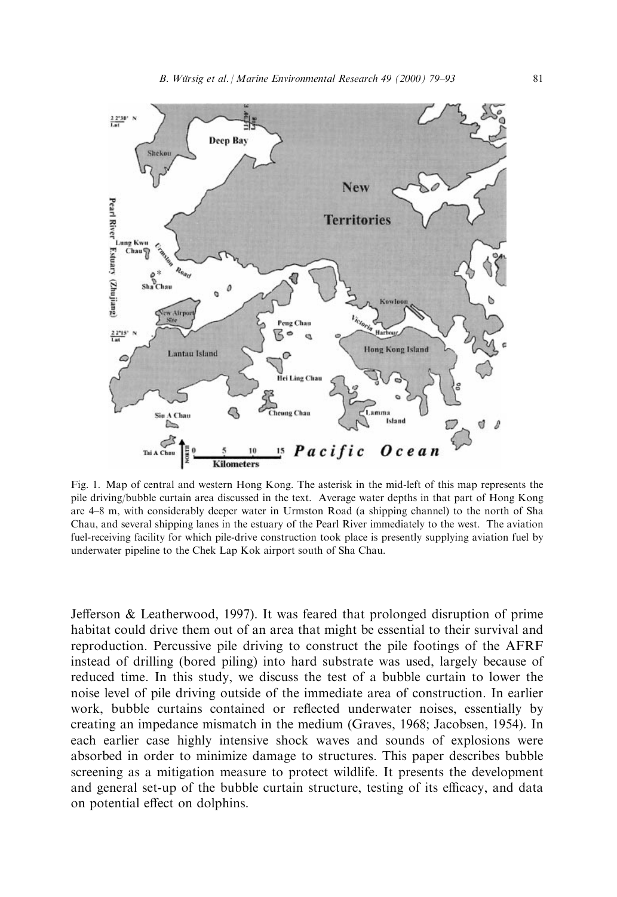Fig. 1. Map of central and western Hong Kong. The asterisk in the mid-left of this map represents the pile driving/bubble curtain area discussed in the text. Average water depths in that part of Hong Kong are 4–8 m, with considerably deeper water in Urmston Road (a shipping channel) to the north of Sha Chau, and several shipping lanes in the estuary of the Pearl River immediately to the west. The aviation fuel-receiving facility for which pile-drive construction took place is presently supplying aviation fuel by underwater pipeline to the Chek Lap Kok airport south of Sha Chau.

Jefferson & Leatherwood, 1997). It was feared that prolonged disruption of prime habitat could drive them out of an area that might be essential to their survival and reproduction. Percussive pile driving to construct the pile footings of the AFRF instead of drilling (bored piling) into hard substrate was used, largely because of reduced time. In this study, we discuss the test of a bubble curtain to lower the noise level of pile driving outside of the immediate area of construction. In earlier work, bubble curtains contained or reflected underwater noises, essentially by creating an impedance mismatch in the medium (Graves, 1968; Jacobsen, 1954). In each earlier case highly intensive shock waves and sounds of explosions were absorbed in order to minimize damage to structures. This paper describes bubble screening as a mitigation measure to protect wildlife. It presents the development and general set-up of the bubble curtain structure, testing of its efficacy, and data on potential effect on dolphins.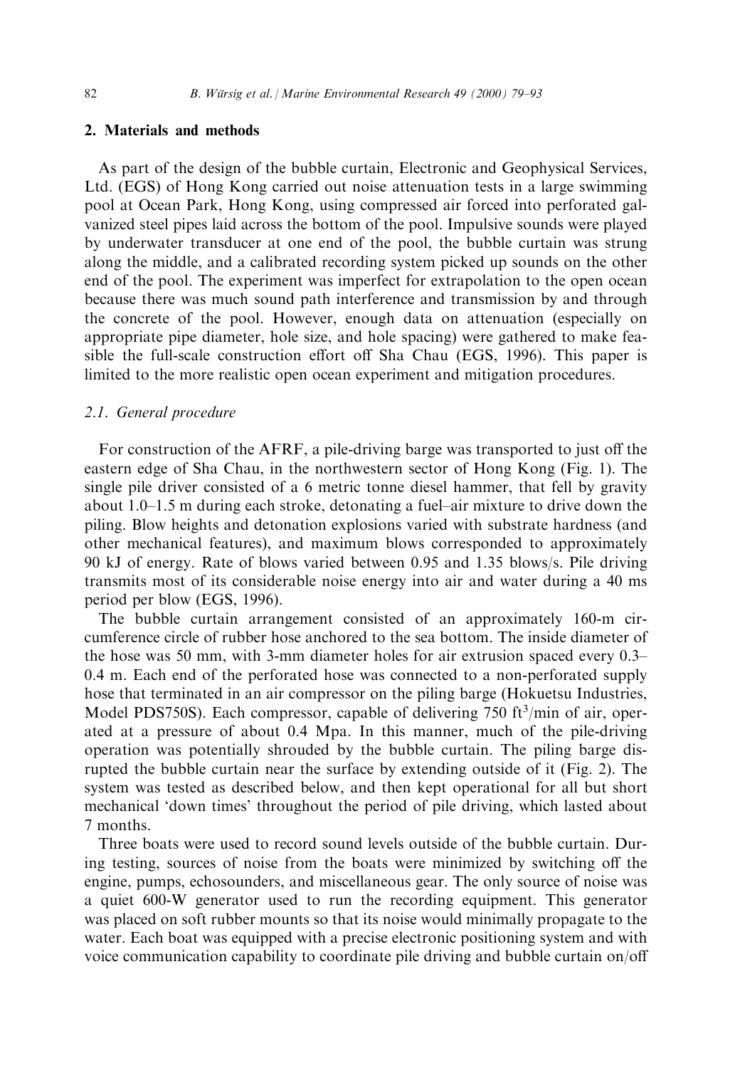## 2. Materials and methods

As part of the design of the bubble curtain, Electronic and Geophysical Services, Ltd. (EGS) of Hong Kong carried out noise attenuation tests in a large swimming pool at Ocean Park, Hong Kong, using compressed air forced into perforated galvanized steel pipes laid across the bottom of the pool. Impulsive sounds were played by underwater transducer at one end of the pool, the bubble curtain was strung along the middle, and a calibrated recording system picked up sounds on the other end of the pool. The experiment was imperfect for extrapolation to the open ocean because there was much sound path interference and transmission by and through the concrete of the pool. However, enough data on attenuation (especially on appropriate pipe diameter, hole size, and hole spacing) were gathered to make feasible the full-scale construction effort off Sha Chau (EGS, 1996). This paper is limited to the more realistic open ocean experiment and mitigation procedures.

### 2.1. General procedure

For construction of the AFRF, a pile-driving barge was transported to just off the eastern edge of Sha Chau, in the northwestern sector of Hong Kong (Fig. 1). The single pile driver consisted of a 6 metric tonne diesel hammer, that fell by gravity about 1.0–1.5 m during each stroke, detonating a fuel–air mixture to drive down the piling. Blow heights and detonation explosions varied with substrate hardness (and other mechanical features), and maximum blows corresponded to approximately 90 kJ of energy. Rate of blows varied between 0.95 and 1.35 blows/s. Pile driving transmits most of its considerable noise energy into air and water during a 40 ms period per blow (EGS, 1996).

The bubble curtain arrangement consisted of an approximately 160-m circumference circle of rubber hose anchored to the sea bottom. The inside diameter of the hose was 50 mm, with 3-mm diameter holes for air extrusion spaced every 0.3–0.4 m. Each end of the perforated hose was connected to a non-perforated supply hose that terminated in an air compressor on the piling barge (Hokuetsu Industries, Model PDS750S). Each compressor, capable of delivering 750 $ft^3$/min of air, operated at a pressure of about 0.4 Mpa. In this manner, much of the pile-driving operation was potentially shrouded by the bubble curtain. The piling barge disrupted the bubble curtain near the surface by extending outside of it (Fig. 2). The system was tested as described below, and then kept operational for all but short mechanical 'down times' throughout the period of pile driving, which lasted about 7 months.

Three boats were used to record sound levels outside of the bubble curtain. During testing, sources of noise from the boats were minimized by switching off the engine, pumps, echosounders, and miscellaneous gear. The only source of noise was a quiet 600-W generator used to run the recording equipment. This generator was placed on soft rubber mounts so that its noise would minimally propagate to the water. Each boat was equipped with a precise electronic positioning system and with voice communication capability to coordinate pile driving and bubble curtain on/off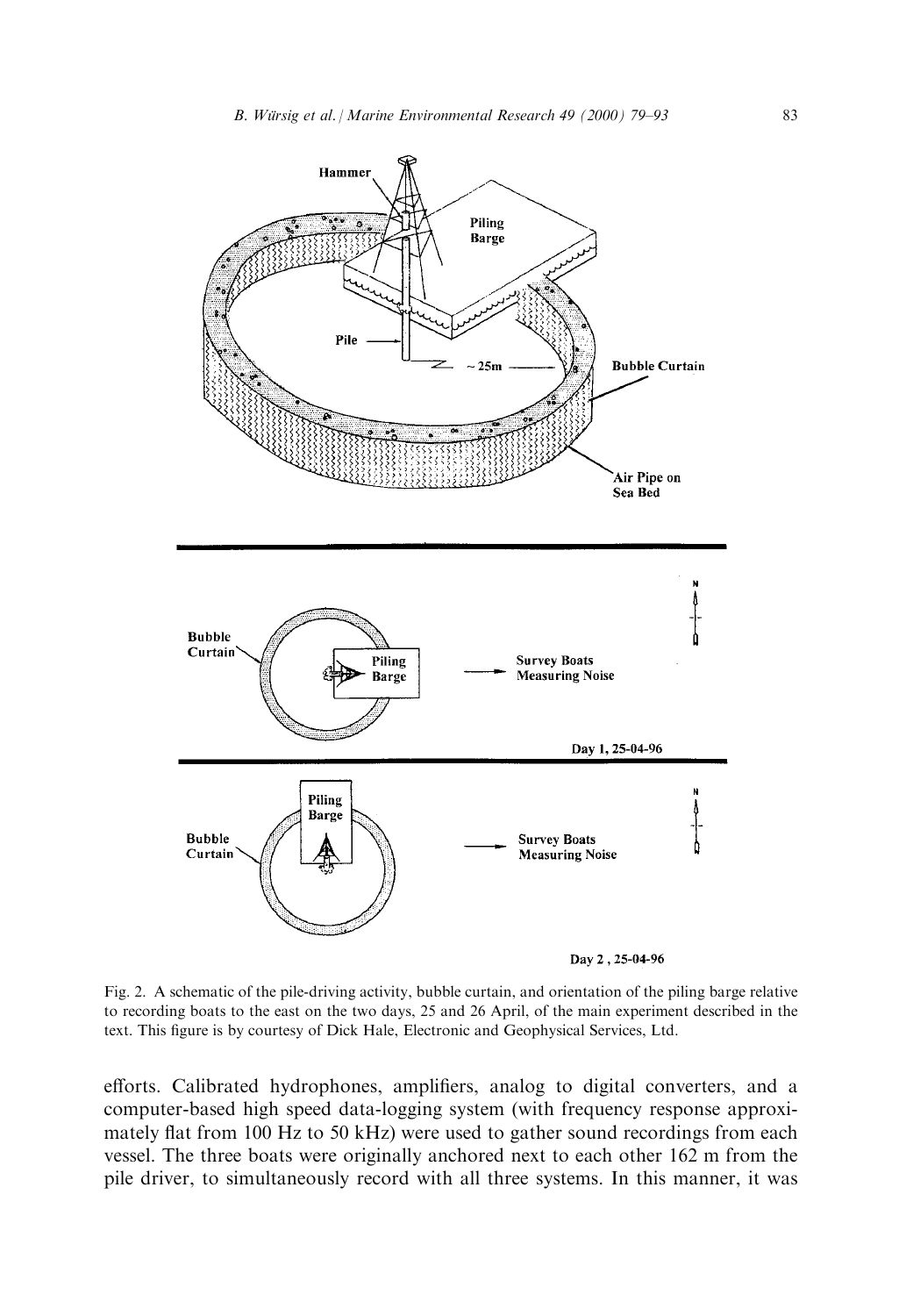Fig. 2. A schematic of the pile-driving activity, bubble curtain, and orientation of the piling barge relative to recording boats to the east on the two days, 25 and 26 April, of the main experiment described in the text. This figure is by courtesy of Dick Hale, Electronic and Geophysical Services, Ltd.

efforts. Calibrated hydrophones, amplifiers, analog to digital converters, and a computer-based high speed data-logging system (with frequency response approximately flat from 100 Hz to 50 kHz) were used to gather sound recordings from each vessel. The three boats were originally anchored next to each other 162 m from the pile driver, to simultaneously record with all three systems. In this manner, it was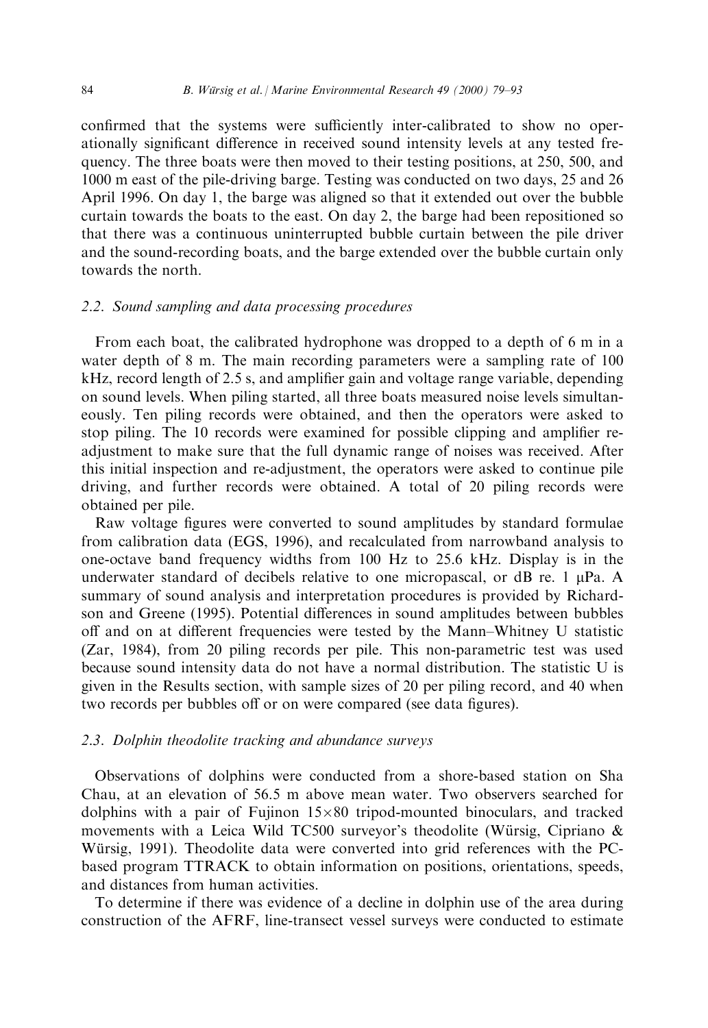confirmed that the systems were sufficiently inter-calibrated to show no operationally significant difference in received sound intensity levels at any tested frequency. The three boats were then moved to their testing positions, at 250, 500, and 1000 m east of the pile-driving barge. Testing was conducted on two days, 25 and 26 April 1996. On day 1, the barge was aligned so that it extended out over the bubble curtain towards the boats to the east. On day 2, the barge had been repositioned so that there was a continuous uninterrupted bubble curtain between the pile driver and the sound-recording boats, and the barge extended over the bubble curtain only towards the north.

### 2.2. Sound sampling and data processing procedures

From each boat, the calibrated hydrophone was dropped to a depth of 6 m in a water depth of 8 m. The main recording parameters were a sampling rate of 100 kHz, record length of 2.5 s, and amplifier gain and voltage range variable, depending on sound levels. When piling started, all three boats measured noise levels simultaneously. Ten piling records were obtained, and then the operators were asked to stop piling. The 10 records were examined for possible clipping and amplifier re-adjustment to make sure that the full dynamic range of noises was received. After this initial inspection and re-adjustment, the operators were asked to continue pile driving, and further records were obtained. A total of 20 piling records were obtained per pile.

Raw voltage figures were converted to sound amplitudes by standard formulae from calibration data (EGS, 1996), and recalculated from narrowband analysis to one-octave band frequency widths from 100 Hz to 25.6 kHz. Display is in the underwater standard of decibels relative to one micropascal, or dB re. 1 μPa. A summary of sound analysis and interpretation procedures is provided by Richardson and Greene (1995). Potential differences in sound amplitudes between bubbles off and on at different frequencies were tested by the Mann–Whitney U statistic (Zar, 1984), from 20 piling records per pile. This non-parametric test was used because sound intensity data do not have a normal distribution. The statistic U is given in the Results section, with sample sizes of 20 per piling record, and 40 when two records per bubbles off or on were compared (see data figures).

### 2.3. Dolphin theodolite tracking and abundance surveys

Observations of dolphins were conducted from a shore-based station on Sha Chau, at an elevation of 56.5 m above mean water. Two observers searched for dolphins with a pair of Fujinon 15×80 tripod-mounted binoculars, and tracked movements with a Leica Wild TC500 surveyor's theodolite (Würsig, Cipriano & Würsig, 1991). Theodolite data were converted into grid references with the PC-based program TTRACK to obtain information on positions, orientations, speeds, and distances from human activities.

To determine if there was evidence of a decline in dolphin use of the area during construction of the AFRF, line-transect vessel surveys were conducted to estimate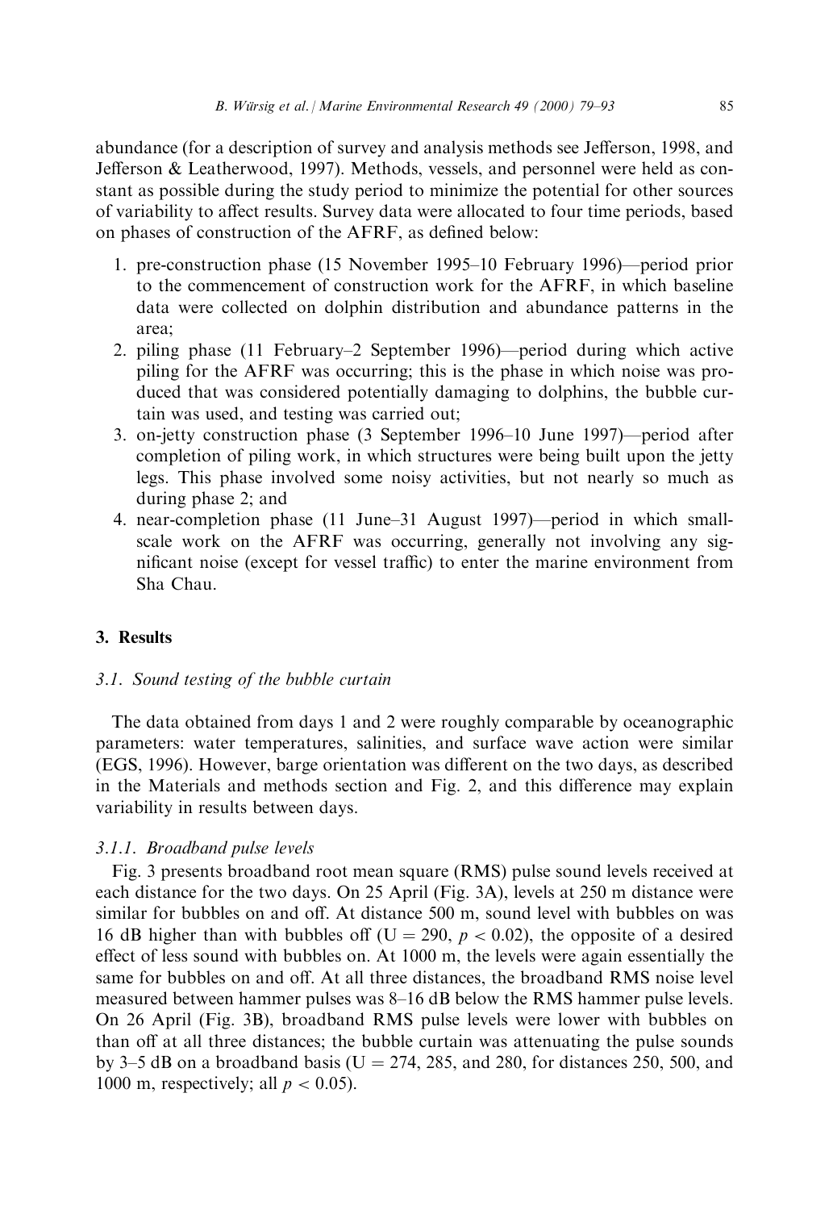abundance (for a description of survey and analysis methods see Jefferson, 1998, and Jefferson & Leatherwood, 1997). Methods, vessels, and personnel were held as constant as possible during the study period to minimize the potential for other sources of variability to affect results. Survey data were allocated to four time periods, based on phases of construction of the AFRF, as defined below:

1. pre-construction phase (15 November 1995–10 February 1996)—period prior to the commencement of construction work for the AFRF, in which baseline data were collected on dolphin distribution and abundance patterns in the area;
2. piling phase (11 February–2 September 1996)—period during which active piling for the AFRF was occurring; this is the phase in which noise was produced that was considered potentially damaging to dolphins, the bubble curtain was used, and testing was carried out;
3. on-jetty construction phase (3 September 1996–10 June 1997)—period after completion of piling work, in which structures were being built upon the jetty legs. This phase involved some noisy activities, but not nearly so much as during phase 2; and
4. near-completion phase (11 June–31 August 1997)—period in which small-scale work on the AFRF was occurring, generally not involving any significant noise (except for vessel traffic) to enter the marine environment from Sha Chau.

## 3. Results

### 3.1. Sound testing of the bubble curtain

The data obtained from days 1 and 2 were roughly comparable by oceanographic parameters: water temperatures, salinities, and surface wave action were similar (EGS, 1996). However, barge orientation was different on the two days, as described in the Materials and methods section and Fig. 2, and this difference may explain variability in results between days.

#### 3.1.1. Broadband pulse levels

Fig. 3 presents broadband root mean square (RMS) pulse sound levels received at each distance for the two days. On 25 April (Fig. 3A), levels at 250 m distance were similar for bubbles on and off. At distance 500 m, sound level with bubbles on was 16 dB higher than with bubbles off ($U = 290$, $p < 0.02$), the opposite of a desired effect of less sound with bubbles on. At 1000 m, the levels were again essentially the same for bubbles on and off. At all three distances, the broadband RMS noise level measured between hammer pulses was 8–16 dB below the RMS hammer pulse levels. On 26 April (Fig. 3B), broadband RMS pulse levels were lower with bubbles on than off at all three distances; the bubble curtain was attenuating the pulse sounds by 3–5 dB on a broadband basis ($U = 274$, 285, and 280, for distances 250, 500, and 1000 m, respectively; all $p < 0.05$).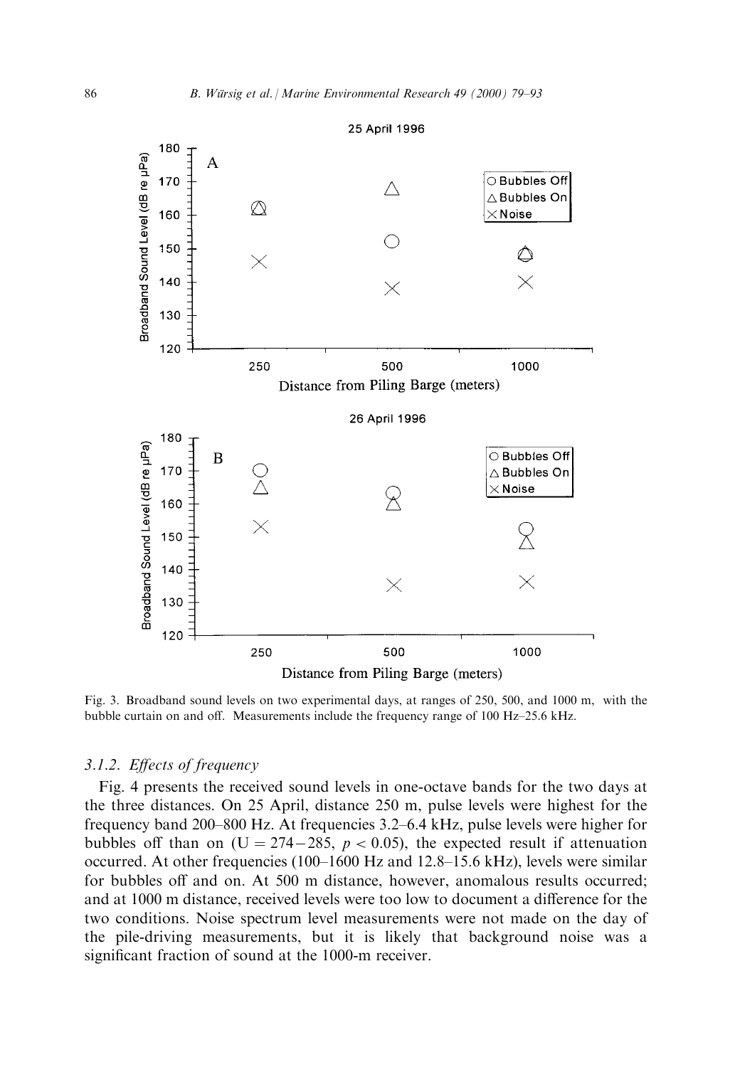Fig. 3. Broadband sound levels on two experimental days, at ranges of 250, 500, and 1000 m, with the bubble curtain on and off. Measurements include the frequency range of 100 Hz–25.6 kHz.

### 3.1.2. *Effects of frequency*

Fig. 4 presents the received sound levels in one-octave bands for the two days at the three distances. On 25 April, distance 250 m, pulse levels were highest for the frequency band 200–800 Hz. At frequencies 3.2–6.4 kHz, pulse levels were higher for bubbles off than on ($U = 274-285$, $p < 0.05$), the expected result if attenuation occurred. At other frequencies (100–1600 Hz and 12.8–15.6 kHz), levels were similar for bubbles off and on. At 500 m distance, however, anomalous results occurred; and at 1000 m distance, received levels were too low to document a difference for the two conditions. Noise spectrum level measurements were not made on the day of the pile-driving measurements, but it is likely that background noise was a significant fraction of sound at the 1000-m receiver.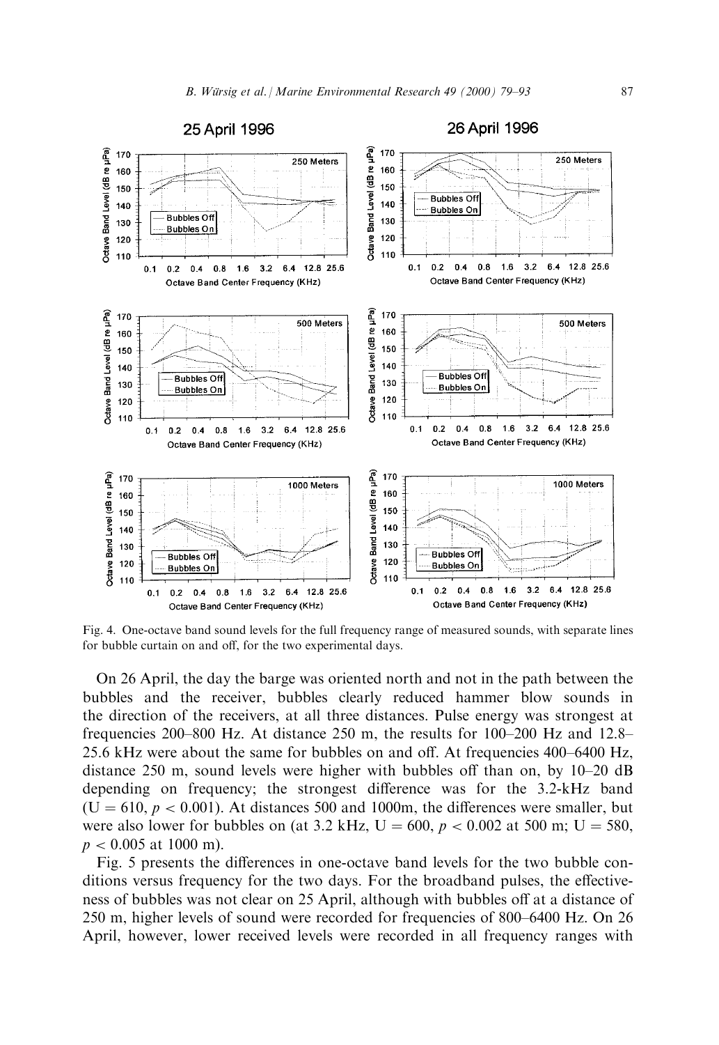Fig. 4. One-octave band sound levels for the full frequency range of measured sounds, with separate lines for bubble curtain on and off, for the two experimental days.

On 26 April, the day the barge was oriented north and not in the path between the bubbles and the receiver, bubbles clearly reduced hammer blow sounds in the direction of the receivers, at all three distances. Pulse energy was strongest at frequencies 200–800 Hz. At distance 250 m, the results for 100–200 Hz and 12.8–25.6 kHz were about the same for bubbles on and off. At frequencies 400–6400 Hz, distance 250 m, sound levels were higher with bubbles off than on, by 10–20 dB depending on frequency; the strongest difference was for the 3.2-kHz band ($U = 610$, $p < 0.001$). At distances 500 and 1000m, the differences were smaller, but were also lower for bubbles on (at 3.2 kHz, $U = 600$, $p < 0.002$ at 500 m; $U = 580$, $p < 0.005$ at 1000 m).

Fig. 5 presents the differences in one-octave band levels for the two bubble conditions versus frequency for the two days. For the broadband pulses, the effectiveness of bubbles was not clear on 25 April, although with bubbles off at a distance of 250 m, higher levels of sound were recorded for frequencies of 800–6400 Hz. On 26 April, however, lower received levels were recorded in all frequency ranges with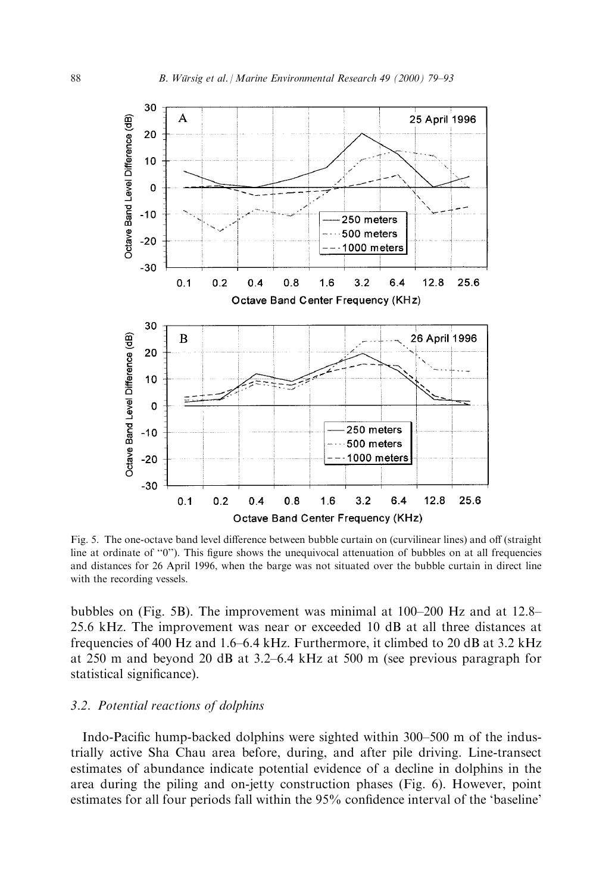Fig. 5. The one-octave band level difference between bubble curtain on (curvilinear lines) and off (straight line at ordinate of "0"). This figure shows the unequivocal attenuation of bubbles on at all frequencies and distances for 26 April 1996, when the barge was not situated over the bubble curtain in direct line with the recording vessels.

bubbles on (Fig. 5B). The improvement was minimal at 100–200 Hz and at 12.8–25.6 kHz. The improvement was near or exceeded 10 dB at all three distances at frequencies of 400 Hz and 1.6–6.4 kHz. Furthermore, it climbed to 20 dB at 3.2 kHz at 250 m and beyond 20 dB at 3.2–6.4 kHz at 500 m (see previous paragraph for statistical significance).

### *3.2. Potential reactions of dolphins*

Indo-Pacific hump-backed dolphins were sighted within 300–500 m of the industrially active Sha Chau area before, during, and after pile driving. Line-transect estimates of abundance indicate potential evidence of a decline in dolphins in the area during the piling and on-jetty construction phases (Fig. 6). However, point estimates for all four periods fall within the 95% confidence interval of the 'baseline'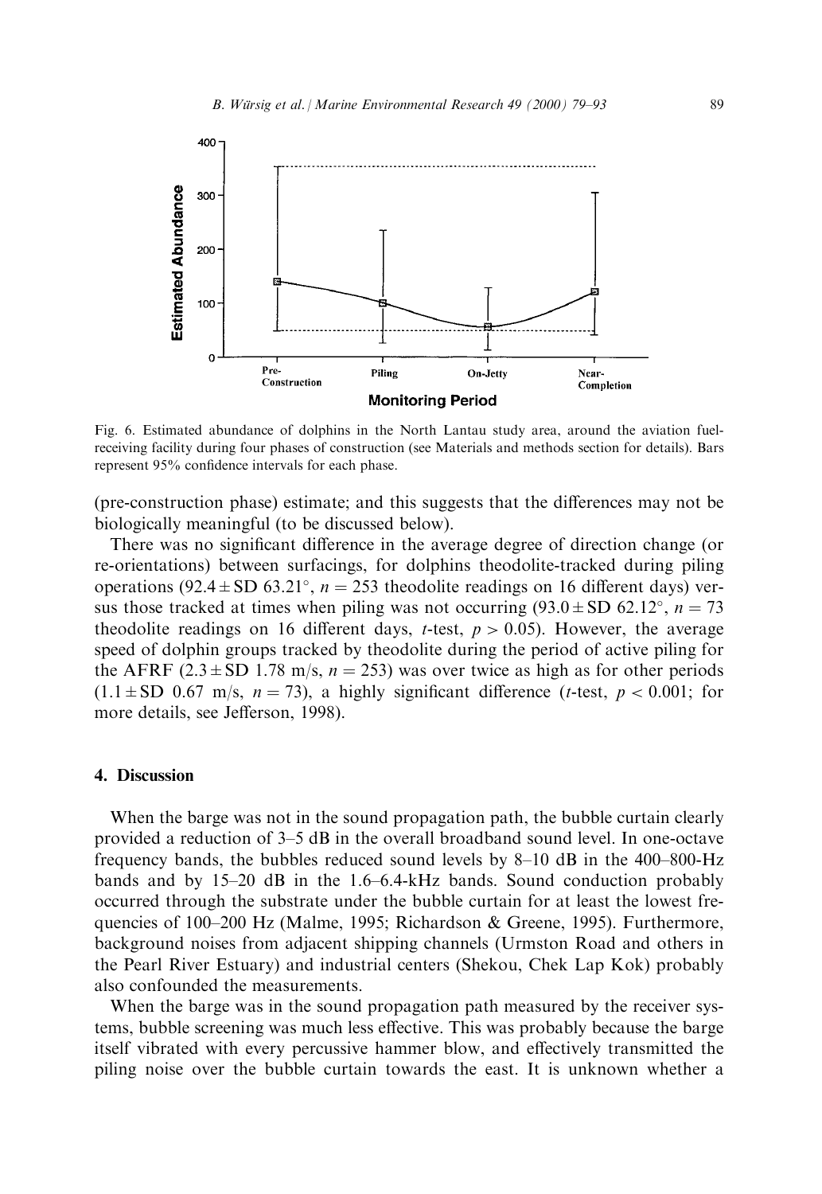Fig. 6. Estimated abundance of dolphins in the North Lantau study area, around the aviation fuel-receiving facility during four phases of construction (see Materials and methods section for details). Bars represent 95% confidence intervals for each phase.

(pre-construction phase) estimate; and this suggests that the differences may not be biologically meaningful (to be discussed below).

There was no significant difference in the average degree of direction change (or re-orientations) between surfacings, for dolphins theodolite-tracked during piling operations ($92.4 \pm$ SD $63.21°$, $n = 253$ theodolite readings on 16 different days) versus those tracked at times when piling was not occurring ($93.0 \pm$ SD $62.12°$, $n = 73$ theodolite readings on 16 different days, $t$-test, $p > 0.05$). However, the average speed of dolphin groups tracked by theodolite during the period of active piling for the AFRF ($2.3 \pm$ SD 1.78 m/s, $n = 253$) was over twice as high as for other periods ($1.1 \pm$ SD 0.67 m/s, $n = 73$), a highly significant difference ($t$-test, $p < 0.001$; for more details, see Jefferson, 1998).

## 4. Discussion

When the barge was not in the sound propagation path, the bubble curtain clearly provided a reduction of 3–5 dB in the overall broadband sound level. In one-octave frequency bands, the bubbles reduced sound levels by 8–10 dB in the 400–800-Hz bands and by 15–20 dB in the 1.6–6.4-kHz bands. Sound conduction probably occurred through the substrate under the bubble curtain for at least the lowest frequencies of 100–200 Hz (Malme, 1995; Richardson & Greene, 1995). Furthermore, background noises from adjacent shipping channels (Urmston Road and others in the Pearl River Estuary) and industrial centers (Shekou, Chek Lap Kok) probably also confounded the measurements.

When the barge was in the sound propagation path measured by the receiver systems, bubble screening was much less effective. This was probably because the barge itself vibrated with every percussive hammer blow, and effectively transmitted the piling noise over the bubble curtain towards the east. It is unknown whether a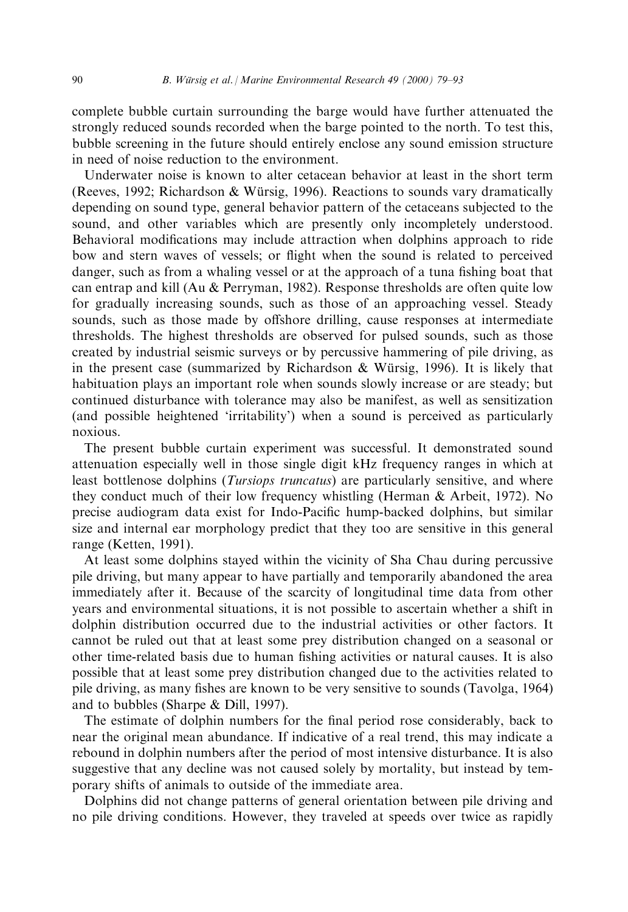complete bubble curtain surrounding the barge would have further attenuated the strongly reduced sounds recorded when the barge pointed to the north. To test this, bubble screening in the future should entirely enclose any sound emission structure in need of noise reduction to the environment.

Underwater noise is known to alter cetacean behavior at least in the short term (Reeves, 1992; Richardson & Würsig, 1996). Reactions to sounds vary dramatically depending on sound type, general behavior pattern of the cetaceans subjected to the sound, and other variables which are presently only incompletely understood. Behavioral modifications may include attraction when dolphins approach to ride bow and stern waves of vessels; or flight when the sound is related to perceived danger, such as from a whaling vessel or at the approach of a tuna fishing boat that can entrap and kill (Au & Perryman, 1982). Response thresholds are often quite low for gradually increasing sounds, such as those of an approaching vessel. Steady sounds, such as those made by offshore drilling, cause responses at intermediate thresholds. The highest thresholds are observed for pulsed sounds, such as those created by industrial seismic surveys or by percussive hammering of pile driving, as in the present case (summarized by Richardson & Würsig, 1996). It is likely that habituation plays an important role when sounds slowly increase or are steady; but continued disturbance with tolerance may also be manifest, as well as sensitization (and possible heightened 'irritability') when a sound is perceived as particularly noxious.

The present bubble curtain experiment was successful. It demonstrated sound attenuation especially well in those single digit kHz frequency ranges in which at least bottlenose dolphins (*Tursiops truncatus*) are particularly sensitive, and where they conduct much of their low frequency whistling (Herman & Arbeit, 1972). No precise audiogram data exist for Indo-Pacific hump-backed dolphins, but similar size and internal ear morphology predict that they too are sensitive in this general range (Ketten, 1991).

At least some dolphins stayed within the vicinity of Sha Chau during percussive pile driving, but many appear to have partially and temporarily abandoned the area immediately after it. Because of the scarcity of longitudinal time data from other years and environmental situations, it is not possible to ascertain whether a shift in dolphin distribution occurred due to the industrial activities or other factors. It cannot be ruled out that at least some prey distribution changed on a seasonal or other time-related basis due to human fishing activities or natural causes. It is also possible that at least some prey distribution changed due to the activities related to pile driving, as many fishes are known to be very sensitive to sounds (Tavolga, 1964) and to bubbles (Sharpe & Dill, 1997).

The estimate of dolphin numbers for the final period rose considerably, back to near the original mean abundance. If indicative of a real trend, this may indicate a rebound in dolphin numbers after the period of most intensive disturbance. It is also suggestive that any decline was not caused solely by mortality, but instead by temporary shifts of animals to outside of the immediate area.

Dolphins did not change patterns of general orientation between pile driving and no pile driving conditions. However, they traveled at speeds over twice as rapidly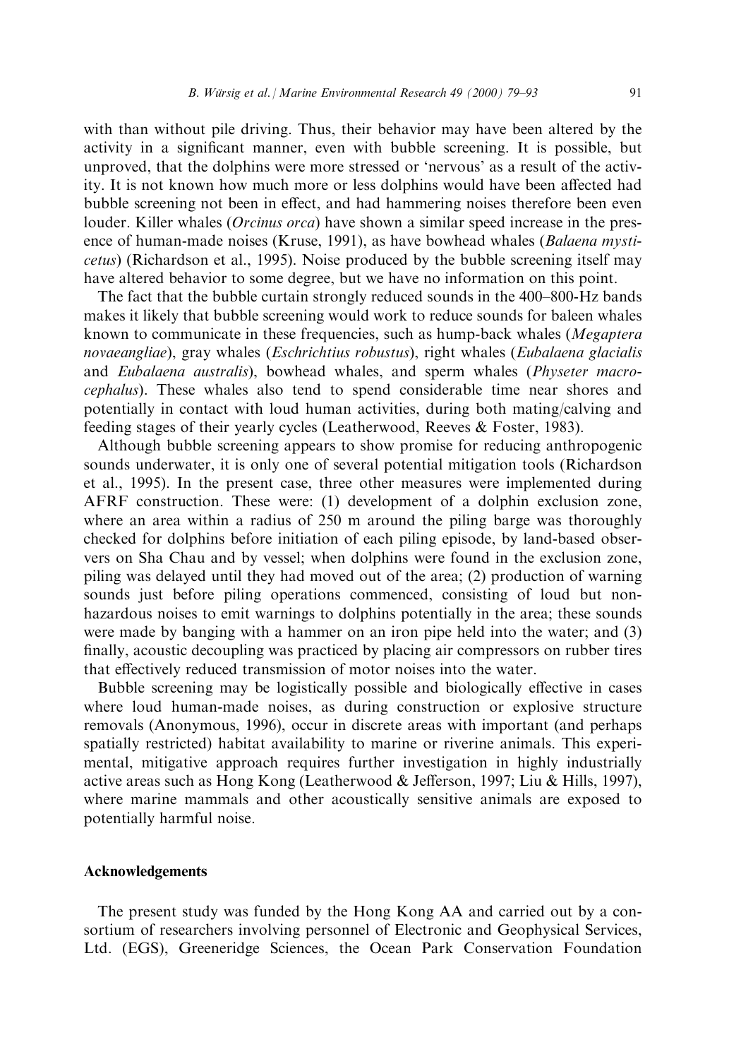with than without pile driving. Thus, their behavior may have been altered by the activity in a significant manner, even with bubble screening. It is possible, but unproved, that the dolphins were more stressed or 'nervous' as a result of the activity. It is not known how much more or less dolphins would have been affected had bubble screening not been in effect, and had hammering noises therefore been even louder. Killer whales (*Orcinus orca*) have shown a similar speed increase in the presence of human-made noises (Kruse, 1991), as have bowhead whales (*Balaena mysticetus*) (Richardson et al., 1995). Noise produced by the bubble screening itself may have altered behavior to some degree, but we have no information on this point.

The fact that the bubble curtain strongly reduced sounds in the 400–800-Hz bands makes it likely that bubble screening would work to reduce sounds for baleen whales known to communicate in these frequencies, such as hump-back whales (*Megaptera novaeangliae*), gray whales (*Eschrichtius robustus*), right whales (*Eubalaena glacialis* and *Eubalaena australis*), bowhead whales, and sperm whales (*Physeter macrocephalus*). These whales also tend to spend considerable time near shores and potentially in contact with loud human activities, during both mating/calving and feeding stages of their yearly cycles (Leatherwood, Reeves & Foster, 1983).

Although bubble screening appears to show promise for reducing anthropogenic sounds underwater, it is only one of several potential mitigation tools (Richardson et al., 1995). In the present case, three other measures were implemented during AFRF construction. These were: (1) development of a dolphin exclusion zone, where an area within a radius of 250 m around the piling barge was thoroughly checked for dolphins before initiation of each piling episode, by land-based observers on Sha Chau and by vessel; when dolphins were found in the exclusion zone, piling was delayed until they had moved out of the area; (2) production of warning sounds just before piling operations commenced, consisting of loud but non-hazardous noises to emit warnings to dolphins potentially in the area; these sounds were made by banging with a hammer on an iron pipe held into the water; and (3) finally, acoustic decoupling was practiced by placing air compressors on rubber tires that effectively reduced transmission of motor noises into the water.

Bubble screening may be logistically possible and biologically effective in cases where loud human-made noises, as during construction or explosive structure removals (Anonymous, 1996), occur in discrete areas with important (and perhaps spatially restricted) habitat availability to marine or riverine animals. This experimental, mitigative approach requires further investigation in highly industrially active areas such as Hong Kong (Leatherwood & Jefferson, 1997; Liu & Hills, 1997), where marine mammals and other acoustically sensitive animals are exposed to potentially harmful noise.

## Acknowledgements

The present study was funded by the Hong Kong AA and carried out by a consortium of researchers involving personnel of Electronic and Geophysical Services, Ltd. (EGS), Greeneridge Sciences, the Ocean Park Conservation Foundation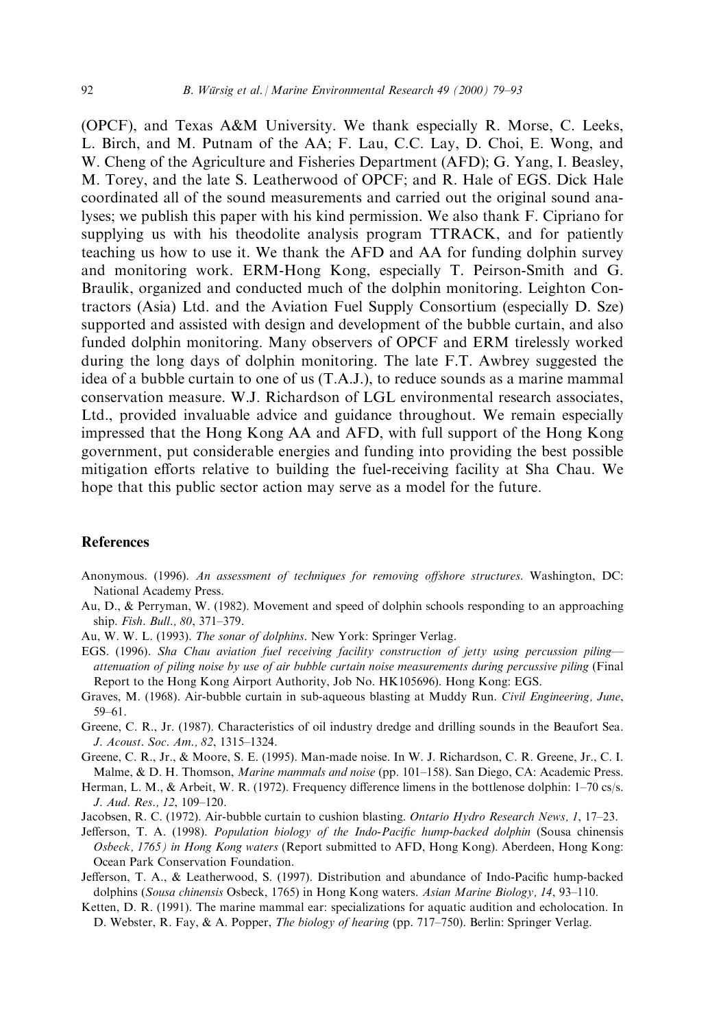(OPCF), and Texas A&M University. We thank especially R. Morse, C. Leeks, L. Birch, and M. Putnam of the AA; F. Lau, C.C. Lay, D. Choi, E. Wong, and W. Cheng of the Agriculture and Fisheries Department (AFD); G. Yang, I. Beasley, M. Torey, and the late S. Leatherwood of OPCF; and R. Hale of EGS. Dick Hale coordinated all of the sound measurements and carried out the original sound analyses; we publish this paper with his kind permission. We also thank F. Cipriano for supplying us with his theodolite analysis program TTRACK, and for patiently teaching us how to use it. We thank the AFD and AA for funding dolphin survey and monitoring work. ERM-Hong Kong, especially T. Peirson-Smith and G. Braulik, organized and conducted much of the dolphin monitoring. Leighton Contractors (Asia) Ltd. and the Aviation Fuel Supply Consortium (especially D. Sze) supported and assisted with design and development of the bubble curtain, and also funded dolphin monitoring. Many observers of OPCF and ERM tirelessly worked during the long days of dolphin monitoring. The late F.T. Awbrey suggested the idea of a bubble curtain to one of us (T.A.J.), to reduce sounds as a marine mammal conservation measure. W.J. Richardson of LGL environmental research associates, Ltd., provided invaluable advice and guidance throughout. We remain especially impressed that the Hong Kong AA and AFD, with full support of the Hong Kong government, put considerable energies and funding into providing the best possible mitigation efforts relative to building the fuel-receiving facility at Sha Chau. We hope that this public sector action may serve as a model for the future.

## References

Anonymous. (1996). *An assessment of techniques for removing offshore structures*. Washington, DC: National Academy Press.

Au, D., & Perryman, W. (1982). Movement and speed of dolphin schools responding to an approaching ship. *Fish. Bull., 80*, 371–379.

Au, W. W. L. (1993). *The sonar of dolphins*. New York: Springer Verlag.

EGS. (1996). *Sha Chau aviation fuel receiving facility construction of jetty using percussion piling—attenuation of piling noise by use of air bubble curtain noise measurements during percussive piling* (Final Report to the Hong Kong Airport Authority, Job No. HK105696). Hong Kong: EGS.

Graves, M. (1968). Air-bubble curtain in sub-aqueous blasting at Muddy Run. *Civil Engineering, June*, 59–61.

Greene, C. R., Jr. (1987). Characteristics of oil industry dredge and drilling sounds in the Beaufort Sea. *J. Acoust. Soc. Am., 82*, 1315–1324.

Greene, C. R., Jr., & Moore, S. E. (1995). Man-made noise. In W. J. Richardson, C. R. Greene, Jr., C. I. Malme, & D. H. Thomson, *Marine mammals and noise* (pp. 101–158). San Diego, CA: Academic Press.

Herman, L. M., & Arbeit, W. R. (1972). Frequency difference limens in the bottlenose dolphin: 1–70 cs/s. *J. Aud. Res., 12*, 109–120.

Jacobsen, R. C. (1972). Air-bubble curtain to cushion blasting. *Ontario Hydro Research News, 1*, 17–23.

Jefferson, T. A. (1998). *Population biology of the Indo-Pacific hump-backed dolphin* (Sousa chinensis *Osbeck, 1765) in Hong Kong waters* (Report submitted to AFD, Hong Kong). Aberdeen, Hong Kong: Ocean Park Conservation Foundation.

Jefferson, T. A., & Leatherwood, S. (1997). Distribution and abundance of Indo-Pacific hump-backed dolphins (*Sousa chinensis* Osbeck, 1765) in Hong Kong waters. *Asian Marine Biology, 14*, 93–110.

Ketten, D. R. (1991). The marine mammal ear: specializations for aquatic audition and echolocation. In D. Webster, R. Fay, & A. Popper, *The biology of hearing* (pp. 717–750). Berlin: Springer Verlag.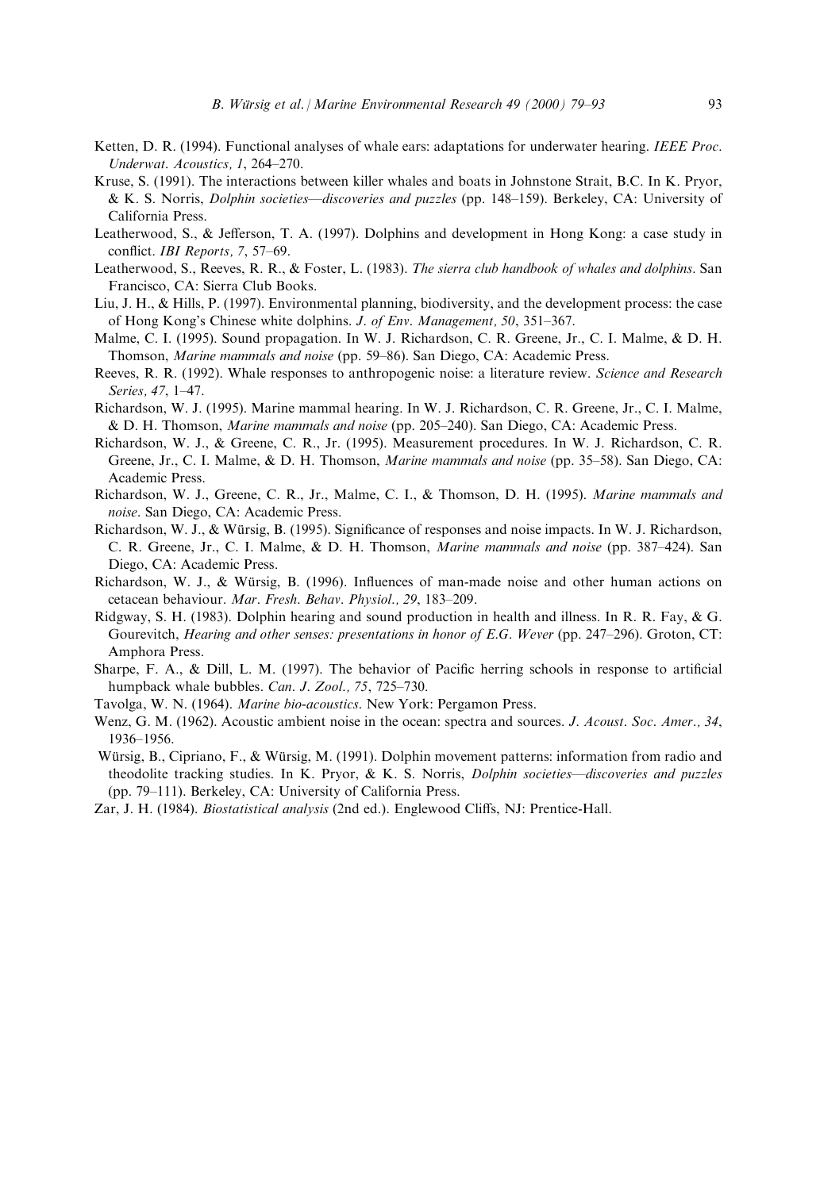Ketten, D. R. (1994). Functional analyses of whale ears: adaptations for underwater hearing. *IEEE Proc. Underwat. Acoustics, 1*, 264–270.

Kruse, S. (1991). The interactions between killer whales and boats in Johnstone Strait, B.C. In K. Pryor, & K. S. Norris, *Dolphin societies—discoveries and puzzles* (pp. 148–159). Berkeley, CA: University of California Press.

Leatherwood, S., & Jefferson, T. A. (1997). Dolphins and development in Hong Kong: a case study in conflict. *IBI Reports, 7*, 57–69.

Leatherwood, S., Reeves, R. R., & Foster, L. (1983). *The sierra club handbook of whales and dolphins*. San Francisco, CA: Sierra Club Books.

Liu, J. H., & Hills, P. (1997). Environmental planning, biodiversity, and the development process: the case of Hong Kong's Chinese white dolphins. *J. of Env. Management, 50*, 351–367.

Malme, C. I. (1995). Sound propagation. In W. J. Richardson, C. R. Greene, Jr., C. I. Malme, & D. H. Thomson, *Marine mammals and noise* (pp. 59–86). San Diego, CA: Academic Press.

Reeves, R. R. (1992). Whale responses to anthropogenic noise: a literature review. *Science and Research Series, 47*, 1–47.

Richardson, W. J. (1995). Marine mammal hearing. In W. J. Richardson, C. R. Greene, Jr., C. I. Malme, & D. H. Thomson, *Marine mammals and noise* (pp. 205–240). San Diego, CA: Academic Press.

Richardson, W. J., & Greene, C. R., Jr. (1995). Measurement procedures. In W. J. Richardson, C. R. Greene, Jr., C. I. Malme, & D. H. Thomson, *Marine mammals and noise* (pp. 35–58). San Diego, CA: Academic Press.

Richardson, W. J., Greene, C. R., Jr., Malme, C. I., & Thomson, D. H. (1995). *Marine mammals and noise*. San Diego, CA: Academic Press.

Richardson, W. J., & Würsig, B. (1995). Significance of responses and noise impacts. In W. J. Richardson, C. R. Greene, Jr., C. I. Malme, & D. H. Thomson, *Marine mammals and noise* (pp. 387–424). San Diego, CA: Academic Press.

Richardson, W. J., & Würsig, B. (1996). Influences of man-made noise and other human actions on cetacean behaviour. *Mar. Fresh. Behav. Physiol., 29*, 183–209.

Ridgway, S. H. (1983). Dolphin hearing and sound production in health and illness. In R. R. Fay, & G. Gourevitch, *Hearing and other senses: presentations in honor of E.G. Wever* (pp. 247–296). Groton, CT: Amphora Press.

Sharpe, F. A., & Dill, L. M. (1997). The behavior of Pacific herring schools in response to artificial humpback whale bubbles. *Can. J. Zool., 75*, 725–730.

Tavolga, W. N. (1964). *Marine bio-acoustics*. New York: Pergamon Press.

Wenz, G. M. (1962). Acoustic ambient noise in the ocean: spectra and sources. *J. Acoust. Soc. Amer., 34*, 1936–1956.

Würsig, B., Cipriano, F., & Würsig, M. (1991). Dolphin movement patterns: information from radio and theodolite tracking studies. In K. Pryor, & K. S. Norris, *Dolphin societies—discoveries and puzzles* (pp. 79–111). Berkeley, CA: University of California Press.

Zar, J. H. (1984). *Biostatistical analysis* (2nd ed.). Englewood Cliffs, NJ: Prentice-Hall.